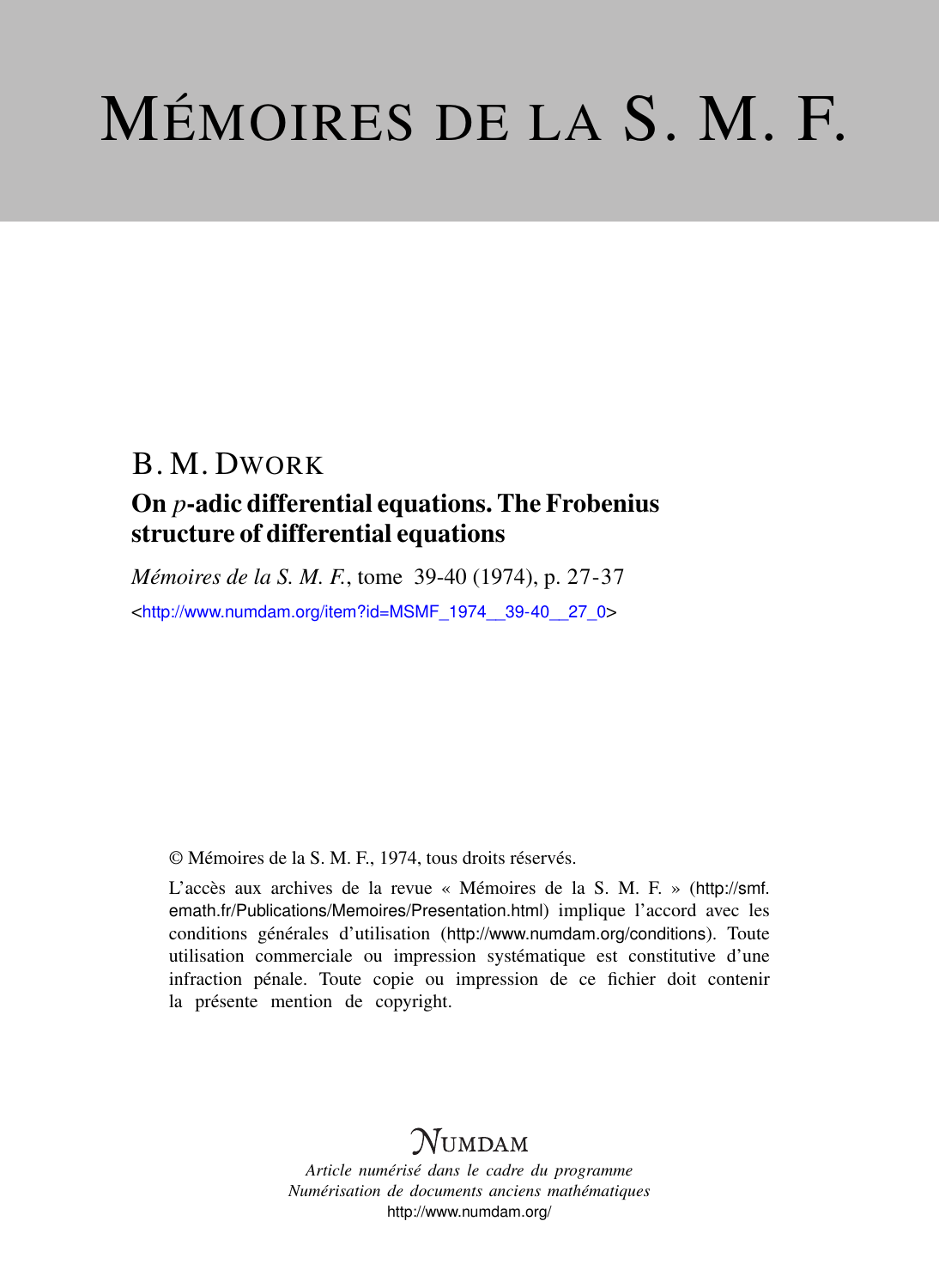# MÉMOIRES DE LA S. M. F.

## B. M. Dwork

### On $p$-adic differential equations. The Frobenius structure of differential equations

*Mémoires de la S. M. F.*, tome 39-40 (1974), p. 27-37

<http://www.numdam.org/item?id=MSMF_1974__39-40__27_0>

© Mémoires de la S. M. F., 1974, tous droits réservés.

L'accès aux archives de la revue « Mémoires de la S. M. F. » (http://smf.emath.fr/Publications/Memoires/Presentation.html) implique l'accord avec les conditions générales d'utilisation (http://www.numdam.org/conditions). Toute utilisation commerciale ou impression systématique est constitutive d'une infraction pénale. Toute copie ou impression de ce fichier doit contenir la présente mention de copyright.

*Numdam*

*Article numérisé dans le cadre du programme*
*Numérisation de documents anciens mathématiques*
http://www.numdam.org/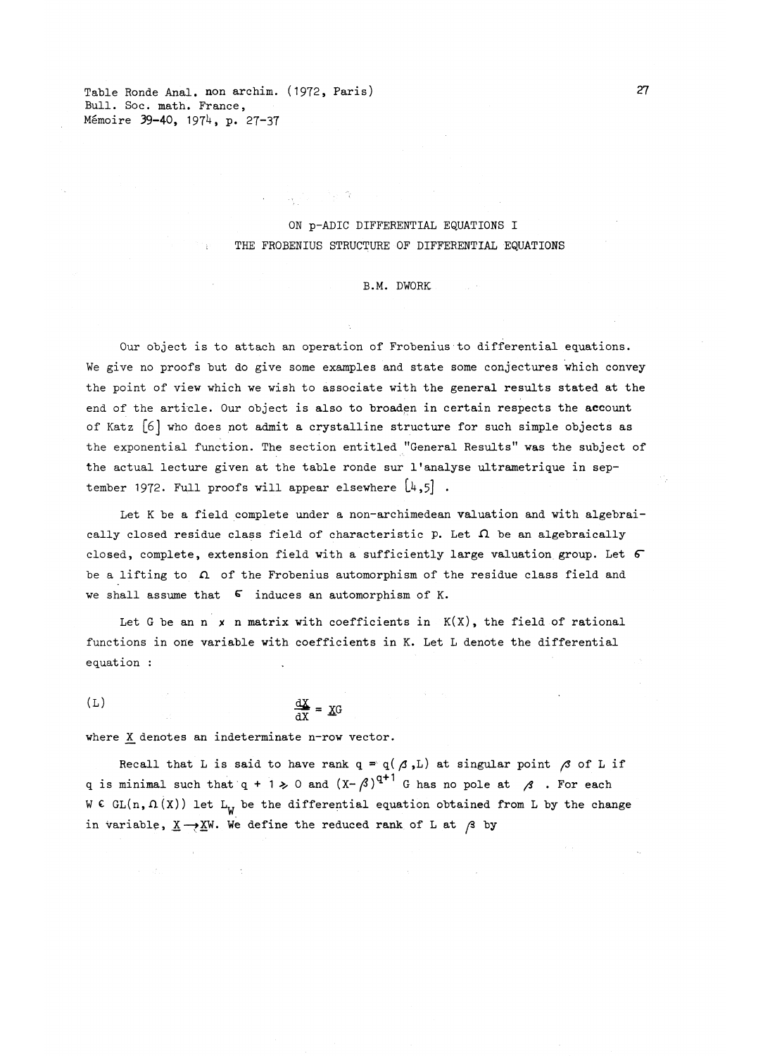# ON p-ADIC DIFFERENTIAL EQUATIONS I
## THE FROBENIUS STRUCTURE OF DIFFERENTIAL EQUATIONS

B.M. DWORK

Our object is to attach an operation of Frobenius to differential equations. We give no proofs but do give some examples and state some conjectures which convey the point of view which we wish to associate with the general results stated at the end of the article. Our object is also to broaden in certain respects the account of Katz [6] who does not admit a crystalline structure for such simple objects as the exponential function. The section entitled "General Results" was the subject of the actual lecture given at the table ronde sur l'analyse ultrametrique in september 1972. Full proofs will appear elsewhere [4,5] .

Let K be a field complete under a non-archimedean valuation and with algebraically closed residue class field of characteristic p. Let $\Omega$ be an algebraically closed, complete, extension field with a sufficiently large valuation group. Let $\sigma$ be a lifting to $\Omega$ of the Frobenius automorphism of the residue class field and we shall assume that $\sigma$ induces an automorphism of K.

Let G be an $n \times n$ matrix with coefficients in $K(X)$, the field of rational functions in one variable with coefficients in K. Let L denote the differential equation :

$$\text{(L)} \qquad \frac{d\underline{X}}{dX} = \underline{X}G$$

where $\underline{X}$ denotes an indeterminate n-row vector.

Recall that L is said to have rank $q = q(\beta, L)$ at singular point $\beta$ of L if q is minimal such that $q + 1 \geq 0$ and $(X-\beta)^{q+1}$ G has no pole at $\beta$ . For each $W \in GL(n, \Omega(X))$ let $L_W$ be the differential equation obtained from L by the change in variable, $\underline{X} \rightarrow \underline{X}W$. We define the reduced rank of L at $\beta$ by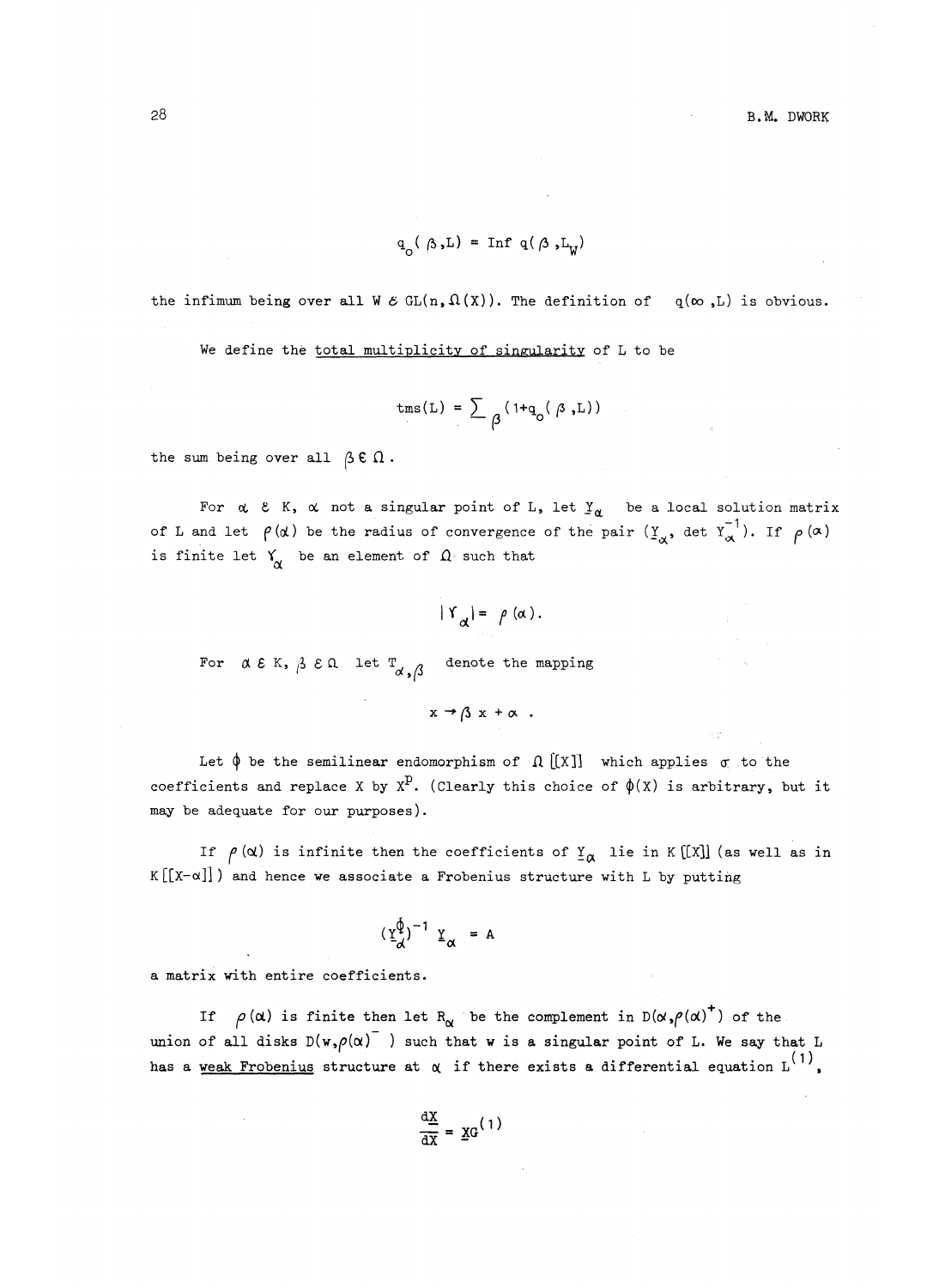$$q_o(\beta,L) = \text{Inf}\; q(\beta, L_W)$$

the infimum being over all $W \in GL(n,\Omega(X))$. The definition of $q(\infty, L)$ is obvious.

We define the <u>total multiplicity of singularity</u> of L to be

$$\text{tms}(L) = \sum_\beta (1+q_o(\beta,L))$$

the sum being over all $\beta \in \Omega$.

For $\alpha \in K$, $\alpha$ not a singular point of L, let $\underline{Y}_\alpha$ be a local solution matrix of L and let $\rho(\alpha)$ be the radius of convergence of the pair $(\underline{Y}_\alpha, \det Y_\alpha^{-1})$. If $\rho(\alpha)$ is finite let $\Upsilon_\alpha$ be an element of $\Omega$ such that

$$|\Upsilon_\alpha| = \rho(\alpha).$$

For $\alpha \in K$, $\beta \in \Omega$ let $T_{\alpha,\beta}$ denote the mapping

$$x \to \beta x + \alpha .$$

Let $\phi$ be the semilinear endomorphism of $\Omega[[X]]$ which applies $\sigma$ to the coefficients and replace X by $X^p$. (Clearly this choice of $\phi(X)$ is arbitrary, but it may be adequate for our purposes).

If $\rho(\alpha)$ is infinite then the coefficients of $\underline{Y}_\alpha$ lie in $K[[X]]$ (as well as in $K[[X-\alpha]]$) and hence we associate a Frobenius structure with L by putting

$$(\underline{Y}_\alpha^\phi)^{-1}\, \underline{Y}_\alpha = A$$

a matrix with entire coefficients.

If $\rho(\alpha)$ is finite then let $R_\alpha$ be the complement in $D(\alpha,\rho(\alpha)^+)$ of the union of all disks $D(w,\rho(\alpha)^-)$ such that w is a singular point of L. We say that L has a <u>weak Frobenius</u> structure at $\alpha$ if there exists a differential equation $L^{(1)}$,

$$\frac{d\underline{X}}{dX} = \underline{X}G^{(1)}$$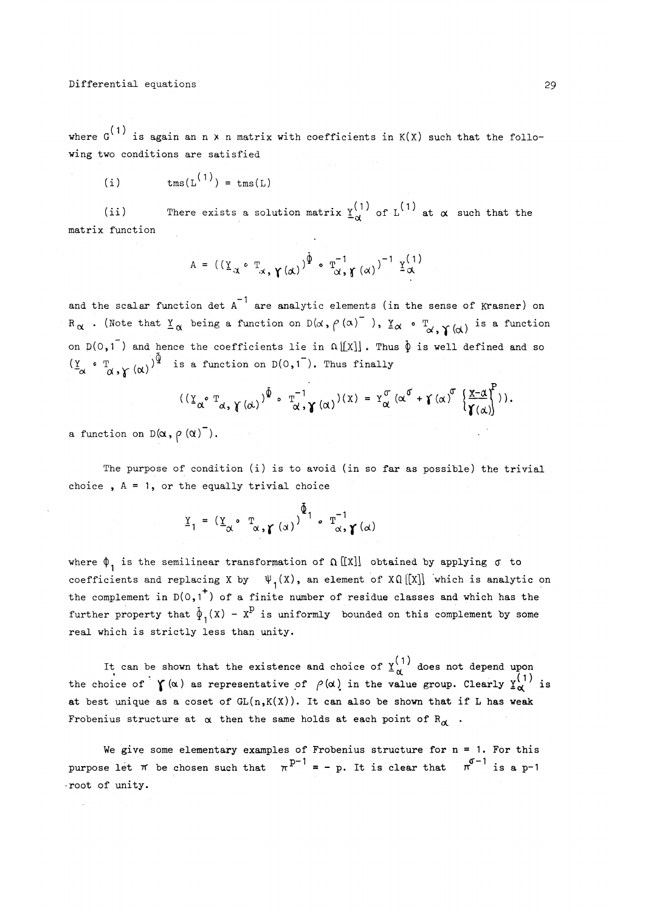where $G^{(1)}$ is again an $n \times n$ matrix with coefficients in $K(X)$ such that the following two conditions are satisfied

(i) $\quad \operatorname{tms}(L^{(1)}) = \operatorname{tms}(L)$

(ii) There exists a solution matrix $\underline{Y}_\alpha^{(1)}$ of $L^{(1)}$ at $\alpha$ such that the matrix function

$$A = ((\underline{Y}_\alpha \circ T_{\alpha,\gamma(\alpha)})^{\bar{\Phi}} \circ T^{-1}_{\alpha,\gamma(\alpha)})^{-1}\, \underline{Y}_\alpha^{(1)}$$

and the scalar function $\det A^{-1}$ are analytic elements (in the sense of Krasner) on $R_\alpha$. (Note that $\underline{Y}_\alpha$ being a function on $D(\alpha, \rho(\alpha)^-)$, $\underline{Y}_\alpha \circ T_{\alpha,\gamma(\alpha)}$ is a function on $D(0,1^-)$ and hence the coefficients lie in $\Omega[[X]]$. Thus $\bar{\Phi}$ is well defined and so $(\underline{Y}_\alpha \circ T_{\alpha,\gamma(\alpha)})^{\bar{\Phi}}$ is a function on $D(0,1^-)$. Thus finally

$$((\underline{Y}_\alpha \circ T_{\alpha,\gamma(\alpha)})^{\bar{\Phi}} \circ T^{-1}_{\alpha,\gamma(\alpha)})(X) = Y_\alpha^{\sigma}\left(\alpha^\sigma + \gamma(\alpha)^\sigma \left\{\frac{X-\alpha}{\gamma(\alpha)}\right\}^p\right).$$

a function on $D(\alpha, \rho(\alpha)^-)$.

The purpose of condition (i) is to avoid (in so far as possible) the trivial choice , $A = 1$, or the equally trivial choice

$$\underline{Y}_1 = (\underline{Y}_\alpha \circ T_{\alpha,\gamma(\alpha)})^{\bar{\Phi}_1} \circ T^{-1}_{\alpha,\gamma(\alpha)}$$

where $\Phi_1$ is the semilinear transformation of $\Omega[[X]]$ obtained by applying $\sigma$ to coefficients and replacing $X$ by $\Psi_1(X)$, an element of $X\Omega[[X]]$ which is analytic on the complement in $D(0,1^+)$ of a finite number of residue classes and which has the further property that $\bar{\Phi}_1(X) - X^p$ is uniformly bounded on this complement by some real which is strictly less than unity.

It can be shown that the existence and choice of $\underline{Y}_\alpha^{(1)}$ does not depend upon the choice of $\gamma(\alpha)$ as representative of $\rho(\alpha)$ in the value group. Clearly $\underline{Y}_\alpha^{(1)}$ is at best unique as a coset of $GL(n, K(X))$. It can also be shown that if $L$ has weak Frobenius structure at $\alpha$ then the same holds at each point of $R_\alpha$.

We give some elementary examples of Frobenius structure for $n = 1$. For this purpose let $\pi$ be chosen such that $\pi^{p-1} = -p$. It is clear that $\pi^{\sigma-1}$ is a $p-1$ root of unity.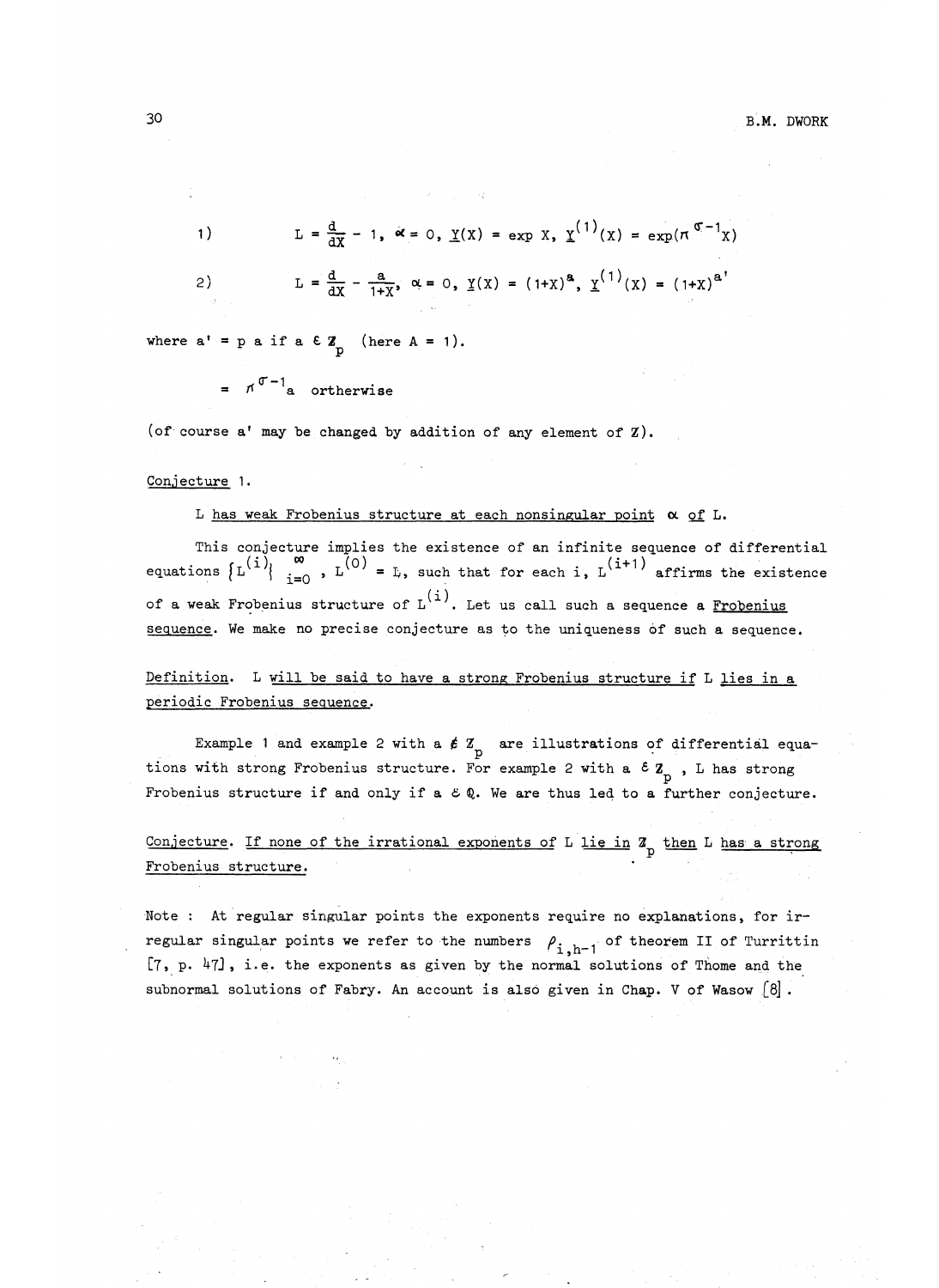1) $L = \frac{d}{dX} - 1$, $\alpha = 0$, $\underline{Y}(X) = \exp X$, $\underline{Y}^{(1)}(X) = \exp(\pi^{\sigma-1}X)$

2) $L = \frac{d}{dX} - \frac{a}{1+X}$, $\alpha = 0$, $\underline{Y}(X) = (1+X)^a$, $\underline{Y}^{(1)}(X) = (1+X)^{a'}$

where $a' = p\,a$ if $a \in \mathbb{Z}_p$ (here $A = 1$).

$\quad = \pi^{\sigma-1}a$ orthervise

(of course $a'$ may be changed by addition of any element of $\mathbb{Z}$).

<u>Conjecture</u> 1.

<u>L has weak Frobenius structure at each nonsingular point $\alpha$ of L.</u>

This conjecture implies the existence of an infinite sequence of differential equations $\{L^{(i)}\}_{i=0}^{\infty}$, $L^{(0)} = L$, such that for each $i$, $L^{(i+1)}$ affirms the existence of a weak Frobenius structure of $L^{(i)}$. Let us call such a sequence a <u>Frobenius sequence</u>. We make no precise conjecture as to the uniqueness of such a sequence.

<u>Definition.</u> <u>L will be said to have a strong Frobenius structure if L lies in a periodic Frobenius sequence.</u>

Example 1 and example 2 with $a \notin \mathbb{Z}_p$ are illustrations of differential equations with strong Frobenius structure. For example 2 with $a \in \mathbb{Z}_p$, L has strong Frobenius structure if and only if $a \in \mathbb{Q}$. We are thus led to a further conjecture.

<u>Conjecture.</u> <u>If none of the irrational exponents of L lie in $\mathbb{Z}_p$ then L has a strong Frobenius structure.</u>

Note : At regular singular points the exponents require no explanations, for irregular singular points we refer to the numbers $\rho_{i,h-1}$ of theorem II of Turrittin [7, p. 47], i.e. the exponents as given by the normal solutions of Thome and the subnormal solutions of Fabry. An account is also given in Chap. V of Wasow [8].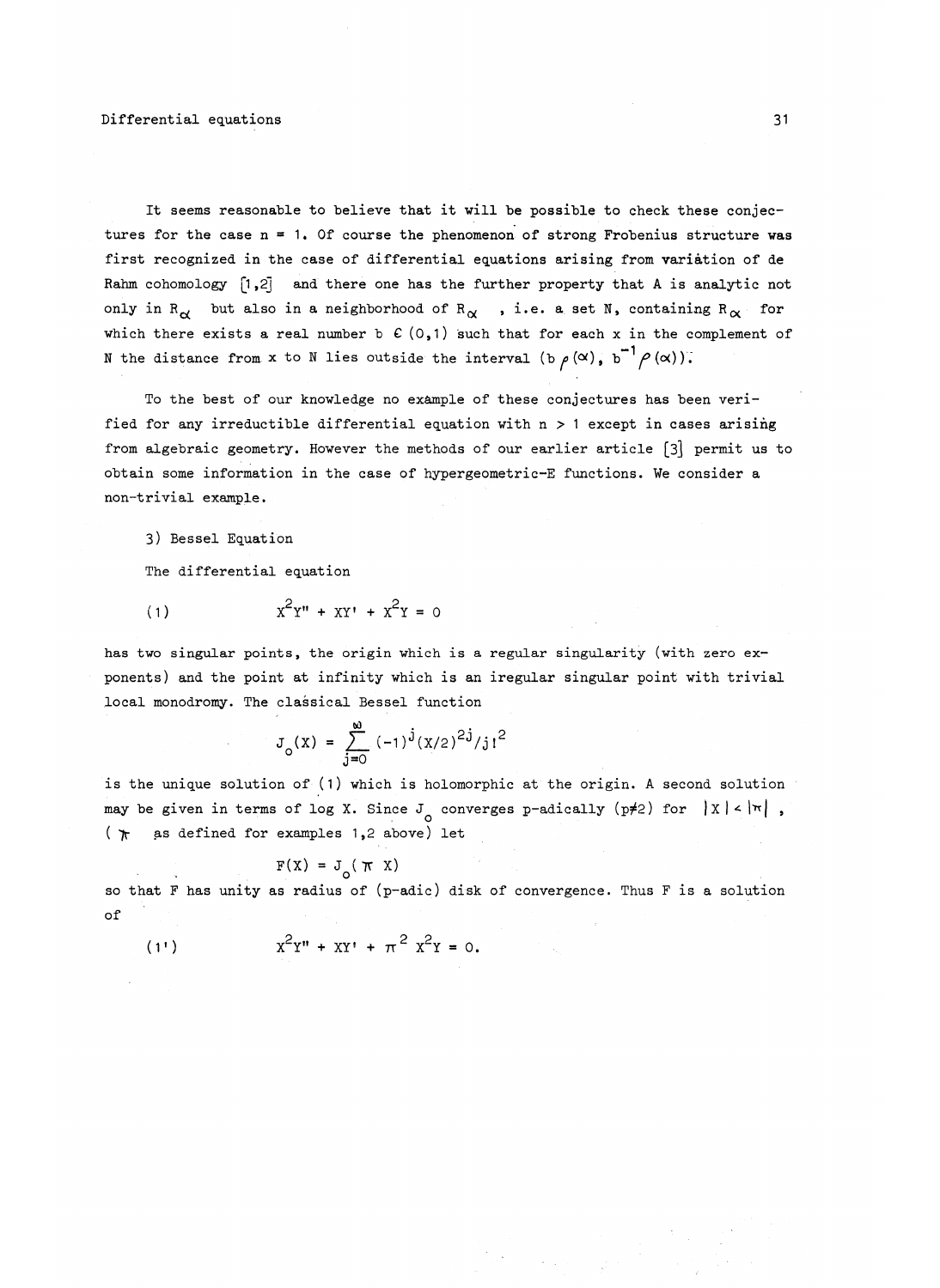It seems reasonable to believe that it will be possible to check these conjectures for the case n = 1. Of course the phenomenon of strong Frobenius structure was first recognized in the case of differential equations arising from variation of de Rahm cohomology [1,2] and there one has the further property that A is analytic not only in $R_\alpha$ but also in a neighborhood of $R_\alpha$, i.e. a set N, containing $R_\alpha$ for which there exists a real number $b \in (0,1)$ such that for each x in the complement of N the distance from x to N lies outside the interval $(b\rho(\alpha), b^{-1}\rho(\alpha))$.

To the best of our knowledge no example of these conjectures has been verified for any irreductible differential equation with n > 1 except in cases arising from algebraic geometry. However the methods of our earlier article [3] permit us to obtain some information in the case of hypergeometric-E functions. We consider a non-trivial example.

3) Bessel Equation

The differential equation

$$(1) \qquad X^2Y'' + XY' + X^2Y = 0$$

has two singular points, the origin which is a regular singularity (with zero exponents) and the point at infinity which is an iregular singular point with trivial local monodromy. The classical Bessel function

$$J_o(X) = \sum_{j=0}^{\infty} (-1)^j (X/2)^{2j}/j!^2$$

is the unique solution of (1) which is holomorphic at the origin. A second solution may be given in terms of log X. Since $J_o$ converges p-adically ($p \neq 2$) for $|X| < |\pi|$, ($\pi$ as defined for examples 1,2 above) let

$$F(X) = J_o(\pi X)$$

so that F has unity as radius of (p-adic) disk of convergence. Thus F is a solution of

$$(1') \qquad X^2Y'' + XY' + \pi^2 X^2Y = 0.$$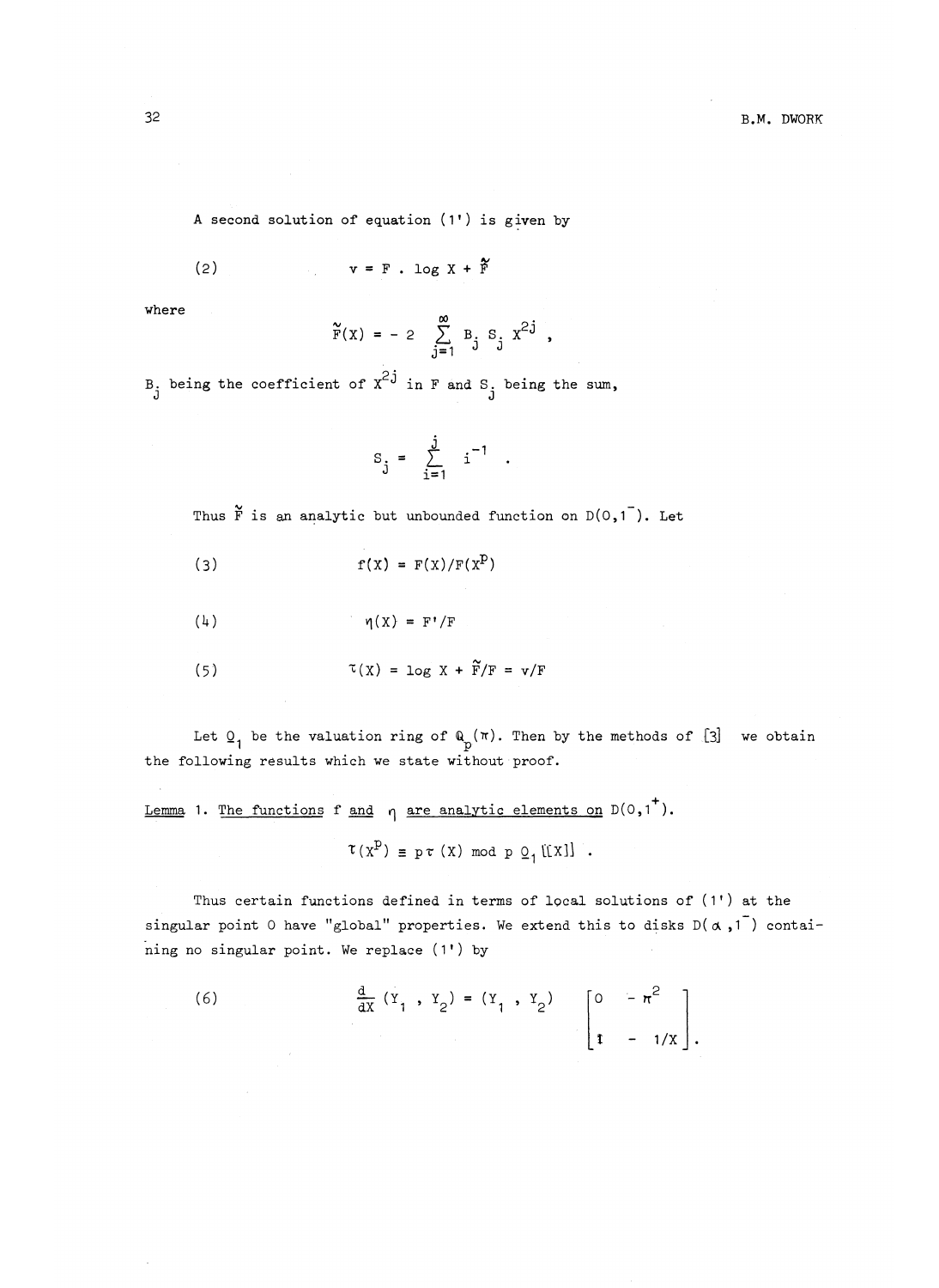A second solution of equation (1') is given by

$$(2) \qquad v = F \cdot \log X + \tilde{F}$$

where

$$\tilde{F}(X) = -2 \sum_{j=1}^{\infty} B_j S_j X^{2j} ,$$

$B_j$ being the coefficient of $X^{2j}$ in $F$ and $S_j$ being the sum,

$$S_j = \sum_{i=1}^{j} i^{-1} .$$

Thus $\tilde{F}$ is an analytic but unbounded function on $D(0,1^-)$. Let

$$(3) \qquad f(X) = F(X)/F(X^p)$$

$$(4) \qquad \eta(X) = F'/F$$

$$(5) \qquad \tau(X) = \log X + \tilde{F}/F = v/F$$

Let $\underline{O}_1$ be the valuation ring of $\mathbb{Q}_p(\pi)$. Then by the methods of [3] we obtain the following results which we state without proof.

<u>Lemma</u> 1. <u>The functions $f$ and $\eta$ are analytic elements on $D(0,1^+)$.</u>

$$\tau(X^p) \equiv p\tau(X) \bmod p\,\underline{O}_1[[X]] .$$

Thus certain functions defined in terms of local solutions of (1') at the singular point 0 have "global" properties. We extend this to disks $D(\alpha,1^-)$ containing no singular point. We replace (1') by

$$(6) \qquad \frac{d}{dX}(Y_1 , Y_2) = (Y_1 , Y_2) \begin{bmatrix} 0 & -\pi^2 \\ 1 & -1/X \end{bmatrix} .$$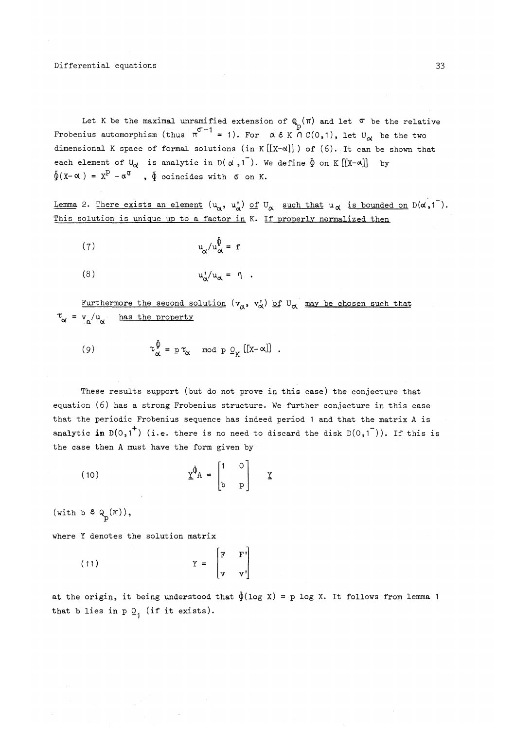Let K be the maximal unramified extension of $\mathbb{Q}_p(\pi)$ and let $\sigma$ be the relative Frobenius automorphism (thus $\pi^{\sigma-1} = 1$). For $\alpha \in K \cap C(0,1)$, let $U_\alpha$ be the two dimensional K space of formal solutions (in $K[[X-\alpha]]$) of (6). It can be shown that each element of $U_\alpha$ is analytic in $D(\alpha,1^-)$. We define $\Phi$ on $K[[X-\alpha]]$ by $\Phi(X-\alpha) = X^p - \alpha^\sigma$, $\Phi$ coincides with $\sigma$ on K.

<u>Lemma 2. There exists an element $(u_\alpha, u'_\alpha)$ of $U_\alpha$ such that $u_\alpha$ is bounded on $D(\alpha,1^-)$. This solution is unique up to a factor in K. If properly normalized then</u>

$$(7) \qquad u_\alpha/u_\alpha^\Phi = f$$

$$(8) \qquad u'_\alpha/u_\alpha = \eta \ .$$

<u>Furthermore the second solution $(v_\alpha, v'_\alpha)$ of $U_\alpha$ may be chosen such that $\tau_\alpha = v_a/u_\alpha$ has the property</u>

$$(9) \qquad \tau_\alpha^\Phi = p\,\tau_\alpha \mod p\,\underline{O}_K[[X-\alpha]] \ .$$

These results support (but do not prove in this case) the conjecture that equation (6) has a strong Frobenius structure. We further conjecture in this case that the periodic Frobenius sequence has indeed period 1 and that the matrix A is analytic in $D(0,1^+)$ (i.e. there is no need to discard the disk $D(0,1^-)$). If this is the case then A must have the form given by

$$(10) \qquad \underline{Y}^\Phi A = \begin{bmatrix} 1 & 0 \\ b & p \end{bmatrix} \quad \underline{Y}$$

(with $b \in \mathbb{Q}_p(\pi)$),

where Y denotes the solution matrix

$$(11) \qquad Y = \begin{bmatrix} F & F' \\ v & v' \end{bmatrix}$$

at the origin, it being understood that $\Phi(\log X) = p \log X$. It follows from lemma 1 that b lies in $p\,\underline{O}_1$ (if it exists).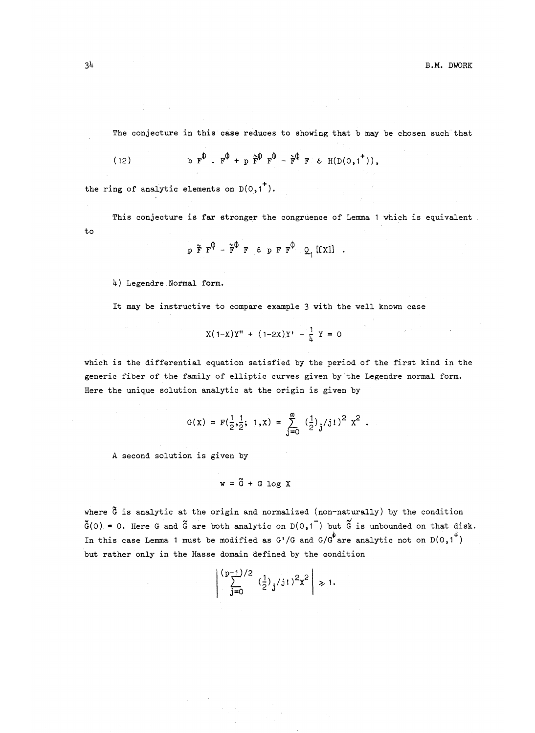The conjecture in this case reduces to showing that b may be chosen such that

$$(12) \qquad b\, F^{\phi} \cdot F^{\phi} + p\, \tilde{F}^{\phi} F^{\phi} - \tilde{F}^{\phi} F \in H(D(0,1^{+})),$$

the ring of analytic elements on $D(0,1^{+})$.

This conjecture is far stronger the congruence of Lemma 1 which is equivalent to

$$p\, \tilde{F} F^{\phi} - \tilde{F}^{\phi} F \in p\, F F^{\phi}\, \underline{0}_1 [[X]] \ .$$

4) Legendre Normal form.

It may be instructive to compare example 3 with the well known case

$$X(1-X)Y'' + (1-2X)Y' - \frac{1}{4} Y = 0$$

which is the differential equation satisfied by the period of the first kind in the generic fiber of the family of elliptic curves given by the Legendre normal form. Here the unique solution analytic at the origin is given by

$$G(X) = F(\tfrac{1}{2},\tfrac{1}{2};\ 1,X) = \sum_{j=0}^{\infty} (\tfrac{1}{2})_j/j!)^2\ X^2 \ .$$

A second solution is given by

$$w = \tilde{G} + G \log X$$

where $\tilde{G}$ is analytic at the origin and normalized (non-naturally) by the condition $\tilde{G}(0) = 0$. Here $G$ and $\tilde{G}$ are both analytic on $D(0,1^{-})$ but $\tilde{G}$ is unbounded on that disk. In this case Lemma 1 must be modified as $G'/G$ and $G/G^{\phi}$ are analytic not on $D(0,1^{+})$ but rather only in the Hasse domain defined by the condition

$$\left| \sum_{j=0}^{(p-1)/2} (\tfrac{1}{2})_j/j!)^2 X^2 \right| \geqslant 1.$$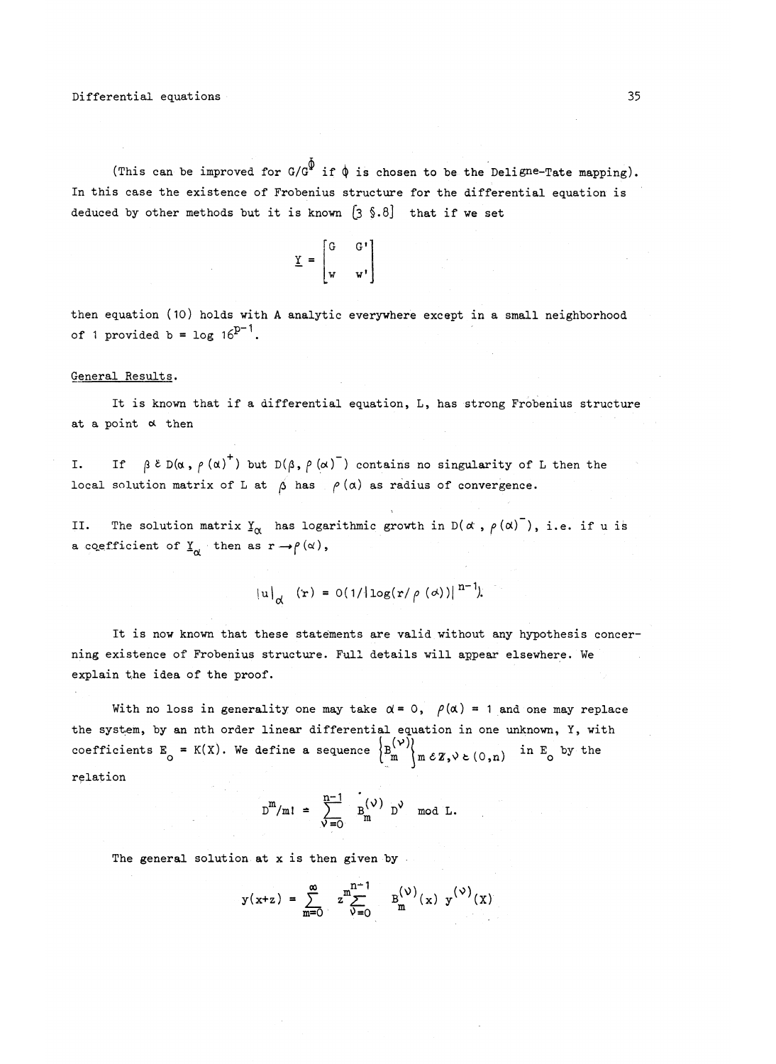(This can be improved for $G/G^{\Phi}$ if $\phi$ is chosen to be the Deligne-Tate mapping). In this case the existence of Frobenius structure for the differential equation is deduced by other methods but it is known [3 §.8] that if we set

$$\underline{Y} = \begin{bmatrix} G & G' \\ w & w' \end{bmatrix}$$

then equation (10) holds with A analytic everywhere except in a small neighborhood of 1 provided $b = \log 16^{p-1}$.

<u>General Results</u>.

It is known that if a differential equation, L, has strong Frobenius structure at a point $\alpha$ then

I. If $\beta \in D(\alpha, \rho(\alpha)^+)$ but $D(\beta, \rho(\alpha)^-)$ contains no singularity of L then the local solution matrix of L at $\beta$ has $\rho(\alpha)$ as radius of convergence.

II. The solution matrix $\underline{Y}_\alpha$ has logarithmic growth in $D(\alpha, \rho(\alpha)^-)$, i.e. if u is a coefficient of $\underline{Y}_\alpha$ then as $r \to \rho(\alpha)$,

$$|u|_\alpha(r) = O(1/|\log(r/\rho(\alpha))|^{n-1}).$$

It is now known that these statements are valid without any hypothesis concerning existence of Frobenius structure. Full details will appear elsewhere. We explain the idea of the proof.

With no loss in generality one may take $\alpha = 0$, $\rho(\alpha) = 1$ and one may replace the system, by an nth order linear differential equation in one unknown, Y, with coefficients $E_0 = K(X)$. We define a sequence $\left\{B_m^{(\nu)}\right\}_{m \in \mathbb{Z}, \nu \in (0,n)}$ in $E_0$ by the relation

$$D^m/m! = \sum_{\nu=0}^{n-1} B_m^{(\nu)} D^\nu \mod L.$$

The general solution at x is then given by

$$y(x+z) = \sum_{m=0}^{\infty} z^m \sum_{\nu=0}^{n-1} B_m^{(\nu)}(x)\, y^{(\nu)}(x)$$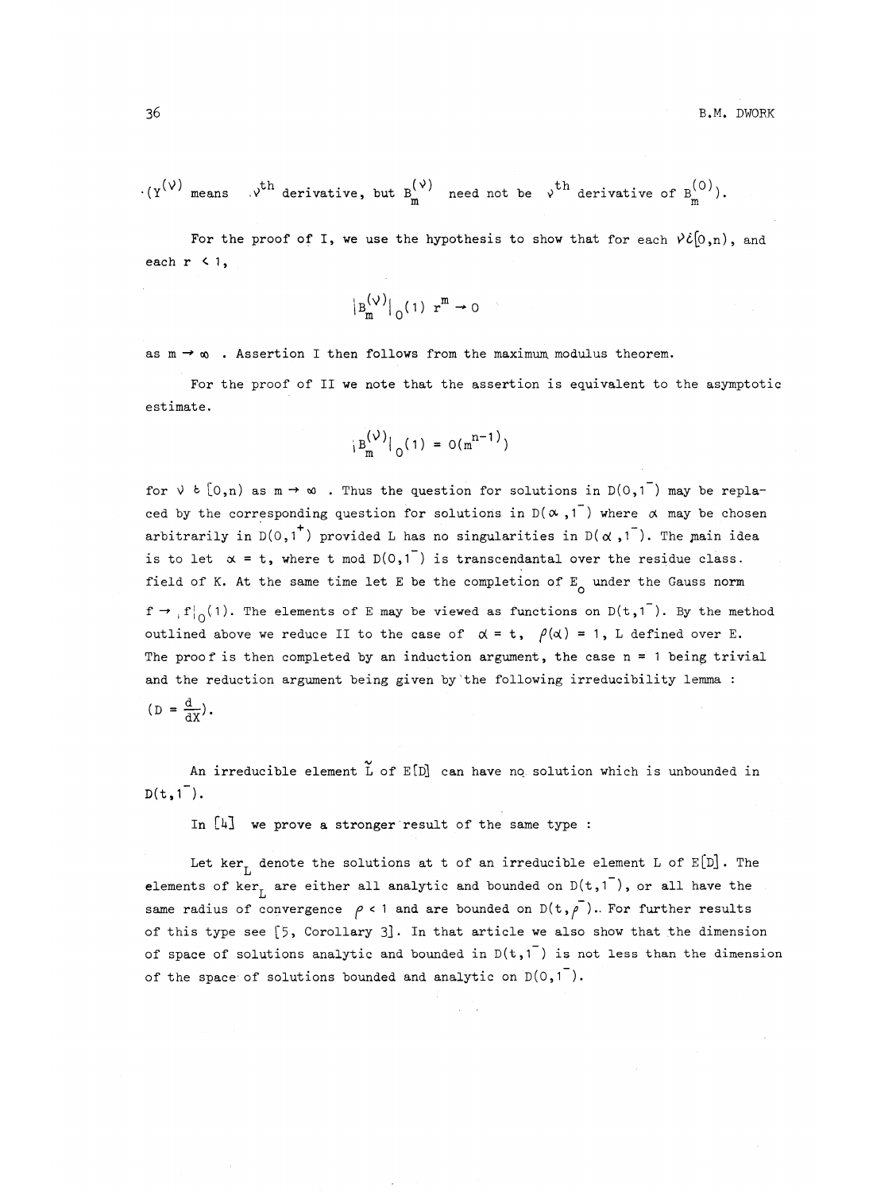($Y^{(\nu)}$ means $\nu^{th}$ derivative, but $B_m^{(\nu)}$ need not be $\nu^{th}$ derivative of $B_m^{(0)}$).

For the proof of I, we use the hypothesis to show that for each $\nu \in [0,n)$, and each $r < 1$,

$$|B_m^{(\nu)}|_0(1)\, r^m \to 0$$

as $m \to \infty$. Assertion I then follows from the maximum modulus theorem.

For the proof of II we note that the assertion is equivalent to the asymptotic estimate.

$$|B_m^{(\nu)}|_0(1) = O(m^{n-1})$$

for $\nu \in [0,n)$ as $m \to \infty$. Thus the question for solutions in $D(0,1^-)$ may be replaced by the corresponding question for solutions in $D(\alpha,1^-)$ where $\alpha$ may be chosen arbitrarily in $D(0,1^+)$ provided L has no singularities in $D(\alpha,1^-)$. The main idea is to let $\alpha = t$, where $t \bmod D(0,1^-)$ is transcendantal over the residue class field of K. At the same time let E be the completion of $E_0$ under the Gauss norm $f \to |f|_0(1)$. The elements of E may be viewed as functions on $D(t,1^-)$. By the method outlined above we reduce II to the case of $\alpha = t$, $\rho(\alpha) = 1$, L defined over E. The proof is then completed by an induction argument, the case $n = 1$ being trivial and the reduction argument being given by the following irreducibility lemma : $(D = \frac{d}{dX})$.

An irreducible element $\tilde{L}$ of E[D] can have no solution which is unbounded in $D(t,1^-)$.

In [4] we prove a stronger result of the same type :

Let $\ker_L$ denote the solutions at t of an irreducible element L of E[D]. The elements of $\ker_L$ are either all analytic and bounded on $D(t,1^-)$, or all have the same radius of convergence $\rho < 1$ and are bounded on $D(t,\rho^-)$. For further results of this type see [5, Corollary 3]. In that article we also show that the dimension of space of solutions analytic and bounded in $D(t,1^-)$ is not less than the dimension of the space of solutions bounded and analytic on $D(0,1^-)$.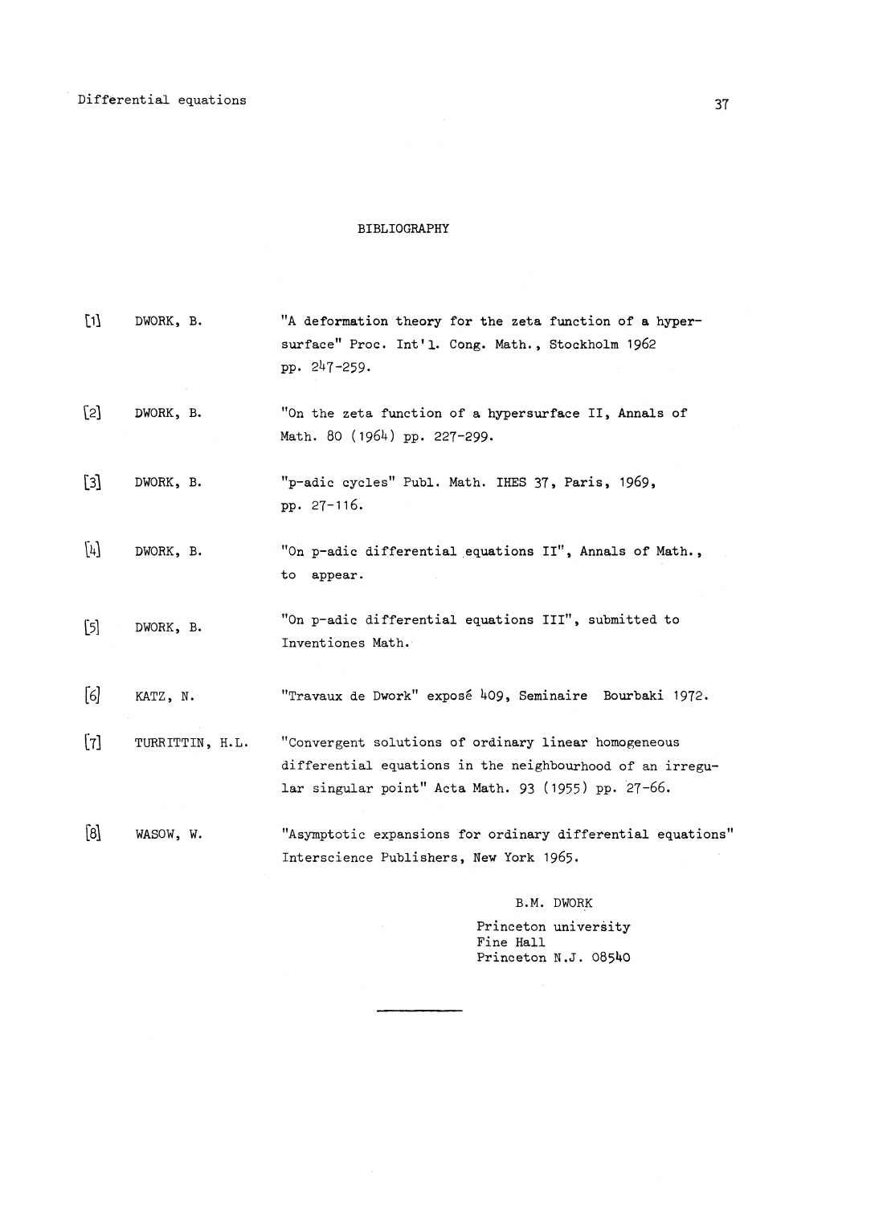# BIBLIOGRAPHY

[1] DWORK, B. "A deformation theory for the zeta function of a hypersurface" Proc. Int'l. Cong. Math., Stockholm 1962 pp. 247-259.

[2] DWORK, B. "On the zeta function of a hypersurface II, Annals of Math. 80 (1964) pp. 227-299.

[3] DWORK, B. "p-adic cycles" Publ. Math. IHES 37, Paris, 1969, pp. 27-116.

[4] DWORK, B. "On p-adic differential equations II", Annals of Math., to appear.

[5] DWORK, B. "On p-adic differential equations III", submitted to Inventiones Math.

[6] KATZ, N. "Travaux de Dwork" exposé 409, Seminaire Bourbaki 1972.

[7] TURRITTIN, H.L. "Convergent solutions of ordinary linear homogeneous differential equations in the neighbourhood of an irregular singular point" Acta Math. 93 (1955) pp. 27-66.

[8] WASOW, W. "Asymptotic expansions for ordinary differential equations" Interscience Publishers, New York 1965.

B.M. DWORK

Princeton university
Fine Hall
Princeton N.J. 08540